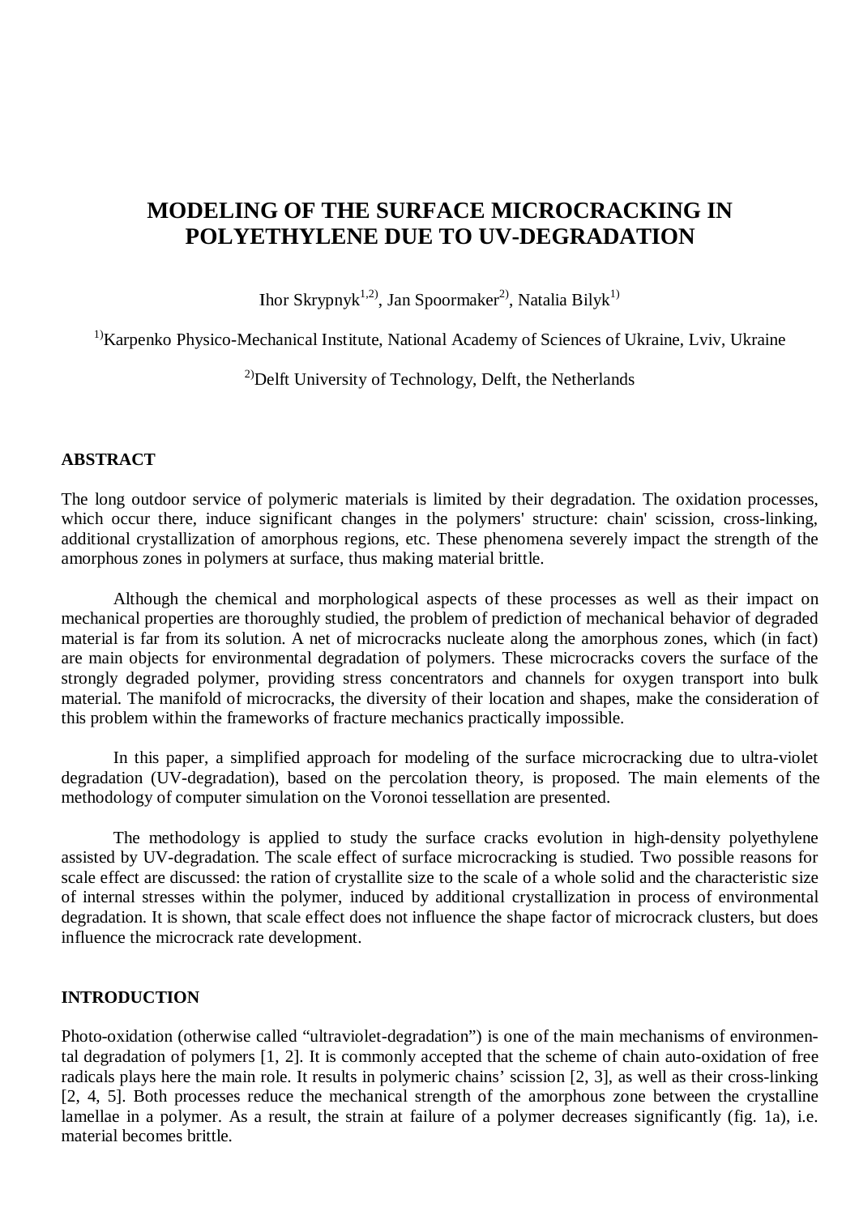# MODELING OF THE SURFACE MICROCRACKING IN POLYETHYLENE DUE TO UV-DEGRADATION

Ihor Skrypnyk[1,2], Jan Spoormaker[2], Natalia Bilyk[1]

[1]Karpenko Physico-Mechanical Institute, National Academy of Sciences of Ukraine, Lviv, Ukraine

[2]Delft University of Technology, Delft, the Netherlands

## ABSTRACT

The long outdoor service of polymeric materials is limited by their degradation. The oxidation processes, which occur there, induce significant changes in the polymers' structure: chain' scission, cross-linking, additional crystallization of amorphous regions, etc. These phenomena severely impact the strength of the amorphous zones in polymers at surface, thus making material brittle.

Although the chemical and morphological aspects of these processes as well as their impact on mechanical properties are thoroughly studied, the problem of prediction of mechanical behavior of degraded material is far from its solution. A net of microcracks nucleate along the amorphous zones, which (in fact) are main objects for environmental degradation of polymers. These microcracks covers the surface of the strongly degraded polymer, providing stress concentrators and channels for oxygen transport into bulk material. The manifold of microcracks, the diversity of their location and shapes, make the consideration of this problem within the frameworks of fracture mechanics practically impossible.

In this paper, a simplified approach for modeling of the surface microcracking due to ultra-violet degradation (UV-degradation), based on the percolation theory, is proposed. The main elements of the methodology of computer simulation on the Voronoi tessellation are presented.

The methodology is applied to study the surface cracks evolution in high-density polyethylene assisted by UV-degradation. The scale effect of surface microcracking is studied. Two possible reasons for scale effect are discussed: the ration of crystallite size to the scale of a whole solid and the characteristic size of internal stresses within the polymer, induced by additional crystallization in process of environmental degradation. It is shown, that scale effect does not influence the shape factor of microcrack clusters, but does influence the microcrack rate development.

## INTRODUCTION

Photo-oxidation (otherwise called "ultraviolet-degradation") is one of the main mechanisms of environmental degradation of polymers [1, 2]. It is commonly accepted that the scheme of chain auto-oxidation of free radicals plays here the main role. It results in polymeric chains' scission [2, 3], as well as their cross-linking [2, 4, 5]. Both processes reduce the mechanical strength of the amorphous zone between the crystalline lamellae in a polymer. As a result, the strain at failure of a polymer decreases significantly (fig. 1a), i.e. material becomes brittle.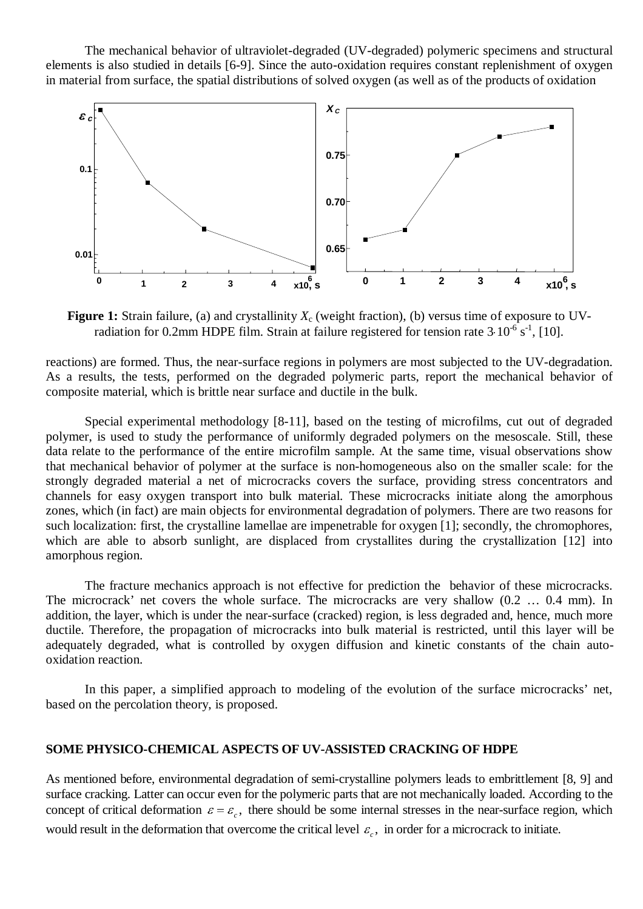The mechanical behavior of ultraviolet-degraded (UV-degraded) polymeric specimens and structural elements is also studied in details [6-9]. Since the auto-oxidation requires constant replenishment of oxygen in material from surface, the spatial distributions of solved oxygen (as well as of the products of oxidation

$\varepsilon_c$
0.1
0.01
0
1
2
3
4
x10$^6$, s

$X_c$
0.75
0.70
0.65
0
1
2
3
4
x10$^6$, s

**Figure 1:** Strain failure, (a) and crystallinity $X_c$ (weight fraction), (b) versus time of exposure to UV-radiation for 0.2mm HDPE film. Strain at failure registered for tension rate $3{\cdot}10^{-6}$ s$^{-1}$, [10].

reactions) are formed. Thus, the near-surface regions in polymers are most subjected to the UV-degradation. As a results, the tests, performed on the degraded polymeric parts, report the mechanical behavior of composite material, which is brittle near surface and ductile in the bulk.

Special experimental methodology [8-11], based on the testing of microfilms, cut out of degraded polymer, is used to study the performance of uniformly degraded polymers on the mesoscale. Still, these data relate to the performance of the entire microfilm sample. At the same time, visual observations show that mechanical behavior of polymer at the surface is non-homogeneous also on the smaller scale: for the strongly degraded material a net of microcracks covers the surface, providing stress concentrators and channels for easy oxygen transport into bulk material. These microcracks initiate along the amorphous zones, which (in fact) are main objects for environmental degradation of polymers. There are two reasons for such localization: first, the crystalline lamellae are impenetrable for oxygen [1]; secondly, the chromophores, which are able to absorb sunlight, are displaced from crystallites during the crystallization [12] into amorphous region.

The fracture mechanics approach is not effective for prediction the behavior of these microcracks. The microcrack' net covers the whole surface. The microcracks are very shallow (0.2 … 0.4 mm). In addition, the layer, which is under the near-surface (cracked) region, is less degraded and, hence, much more ductile. Therefore, the propagation of microcracks into bulk material is restricted, until this layer will be adequately degraded, what is controlled by oxygen diffusion and kinetic constants of the chain auto-oxidation reaction.

In this paper, a simplified approach to modeling of the evolution of the surface microcracks' net, based on the percolation theory, is proposed.

## SOME PHYSICO-CHEMICAL ASPECTS OF UV-ASSISTED CRACKING OF HDPE

As mentioned before, environmental degradation of semi-crystalline polymers leads to embrittlement [8, 9] and surface cracking. Latter can occur even for the polymeric parts that are not mechanically loaded. According to the concept of critical deformation $\varepsilon = \varepsilon_c$, there should be some internal stresses in the near-surface region, which would result in the deformation that overcome the critical level $\varepsilon_c$, in order for a microcrack to initiate.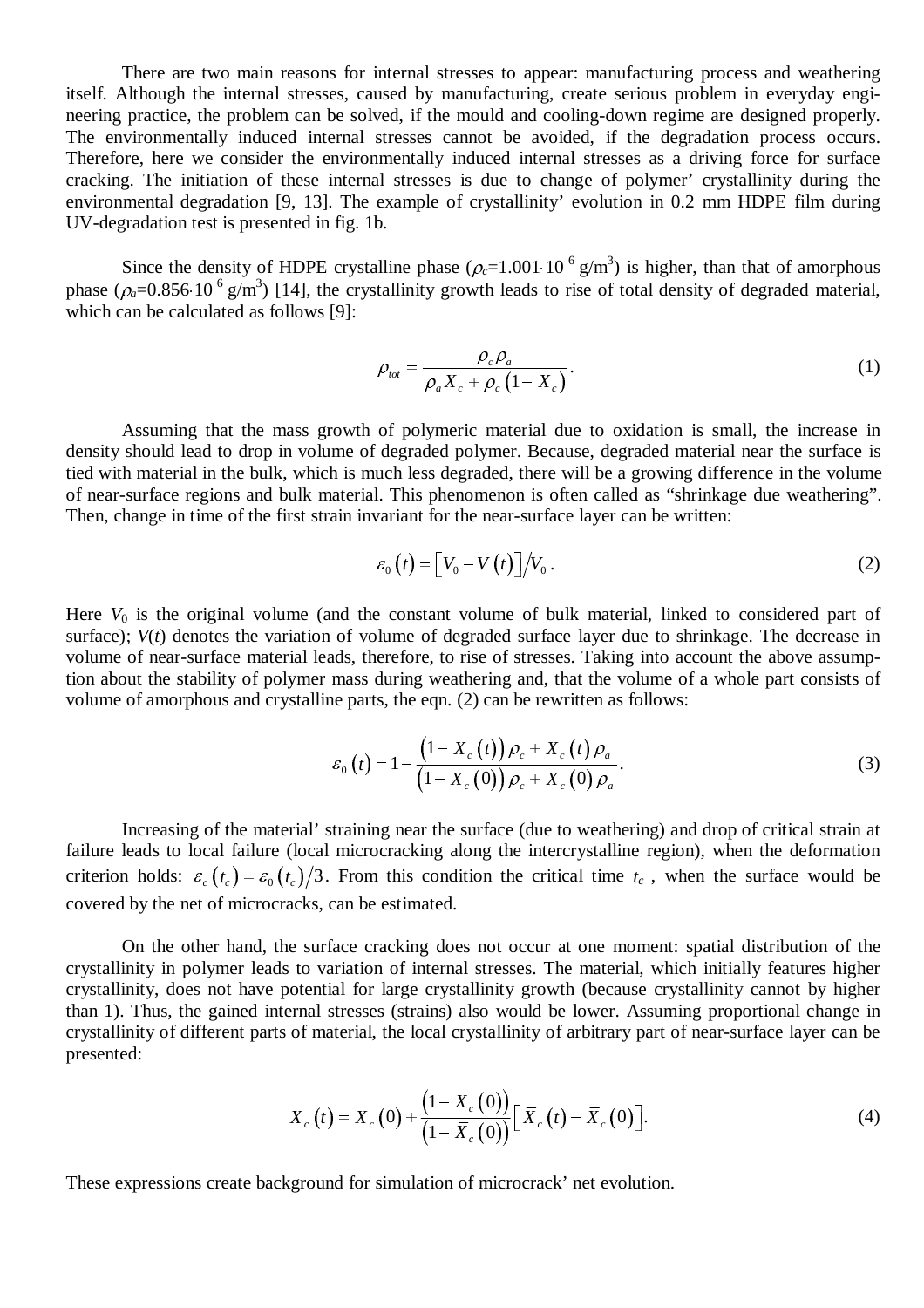There are two main reasons for internal stresses to appear: manufacturing process and weathering itself. Although the internal stresses, caused by manufacturing, create serious problem in everyday engineering practice, the problem can be solved, if the mould and cooling-down regime are designed properly. The environmentally induced internal stresses cannot be avoided, if the degradation process occurs. Therefore, here we consider the environmentally induced internal stresses as a driving force for surface cracking. The initiation of these internal stresses is due to change of polymer' crystallinity during the environmental degradation [9, 13]. The example of crystallinity' evolution in 0.2 mm HDPE film during UV-degradation test is presented in fig. 1b.

Since the density of HDPE crystalline phase ($\rho_c$=1.001·10 $^6$ g/m$^3$) is higher, than that of amorphous phase ($\rho_a$=0.856·10 $^6$ g/m$^3$) [14], the crystallinity growth leads to rise of total density of degraded material, which can be calculated as follows [9]:

$$\rho_{tot} = \frac{\rho_c \rho_a}{\rho_a X_c + \rho_c \left(1 - X_c\right)}. \tag{1}$$

Assuming that the mass growth of polymeric material due to oxidation is small, the increase in density should lead to drop in volume of degraded polymer. Because, degraded material near the surface is tied with material in the bulk, which is much less degraded, there will be a growing difference in the volume of near-surface regions and bulk material. This phenomenon is often called as "shrinkage due weathering". Then, change in time of the first strain invariant for the near-surface layer can be written:

$$\varepsilon_0\left(t\right) = \left[V_0 - V\left(t\right)\right] / V_0 . \tag{2}$$

Here $V_0$ is the original volume (and the constant volume of bulk material, linked to considered part of surface); $V(t)$ denotes the variation of volume of degraded surface layer due to shrinkage. The decrease in volume of near-surface material leads, therefore, to rise of stresses. Taking into account the above assumption about the stability of polymer mass during weathering and, that the volume of a whole part consists of volume of amorphous and crystalline parts, the eqn. (2) can be rewritten as follows:

$$\varepsilon_0\left(t\right) = 1 - \frac{\left(1 - X_c\left(t\right)\right)\rho_c + X_c\left(t\right)\rho_a}{\left(1 - X_c\left(0\right)\right)\rho_c + X_c\left(0\right)\rho_a}. \tag{3}$$

Increasing of the material' straining near the surface (due to weathering) and drop of critical strain at failure leads to local failure (local microcracking along the intercrystalline region), when the deformation criterion holds: $\varepsilon_c\left(t_c\right) = \varepsilon_0\left(t_c\right)/3$. From this condition the critical time $t_c$ , when the surface would be covered by the net of microcracks, can be estimated.

On the other hand, the surface cracking does not occur at one moment: spatial distribution of the crystallinity in polymer leads to variation of internal stresses. The material, which initially features higher crystallinity, does not have potential for large crystallinity growth (because crystallinity cannot by higher than 1). Thus, the gained internal stresses (strains) also would be lower. Assuming proportional change in crystallinity of different parts of material, the local crystallinity of arbitrary part of near-surface layer can be presented:

$$X_c\left(t\right) = X_c\left(0\right) + \frac{\left(1 - X_c\left(0\right)\right)}{\left(1 - \bar{X}_c\left(0\right)\right)}\left[\bar{X}_c\left(t\right) - \bar{X}_c\left(0\right)\right]. \tag{4}$$

These expressions create background for simulation of microcrack' net evolution.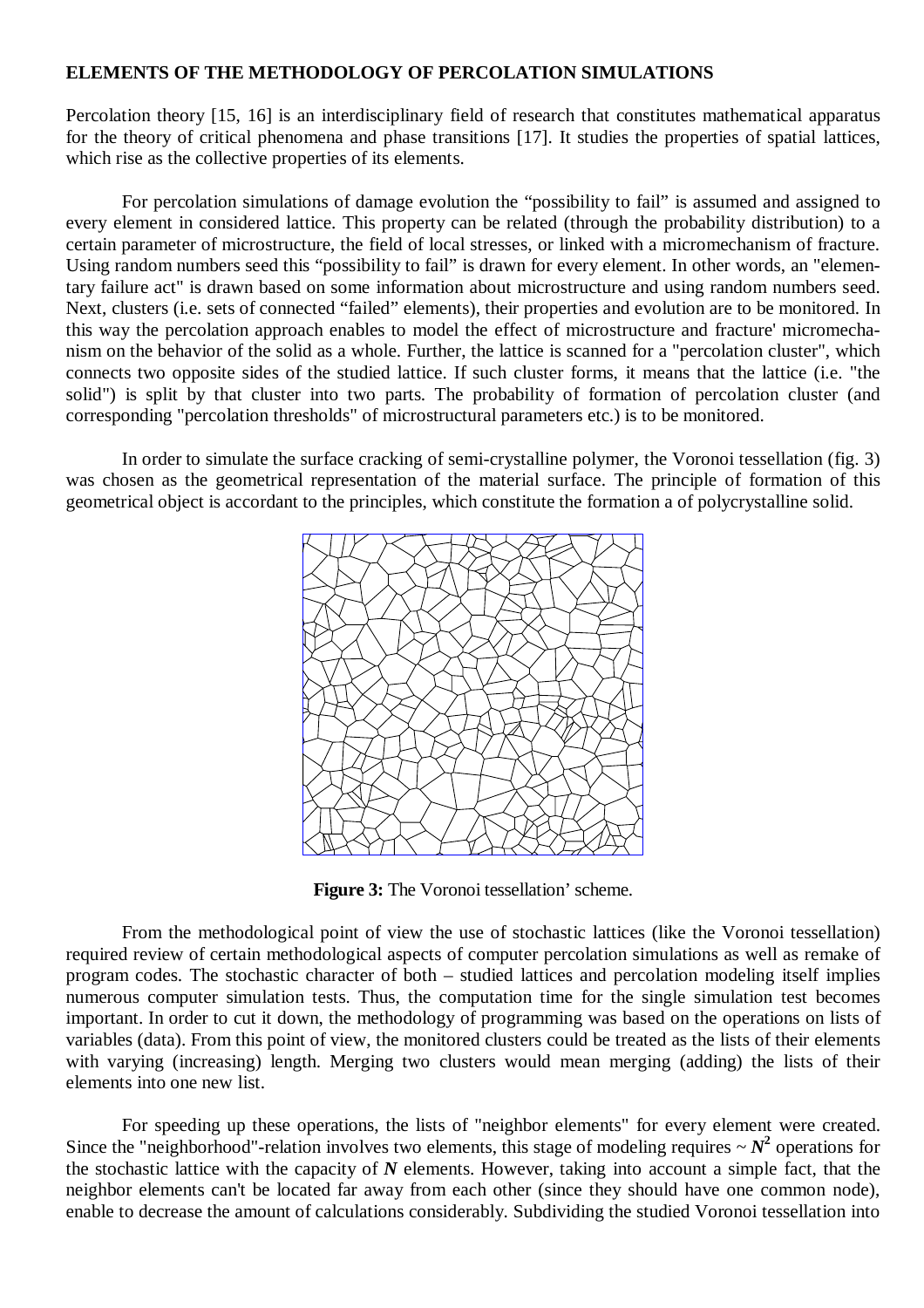**ELEMENTS OF THE METHODOLOGY OF PERCOLATION SIMULATIONS**

Percolation theory [15, 16] is an interdisciplinary field of research that constitutes mathematical apparatus for the theory of critical phenomena and phase transitions [17]. It studies the properties of spatial lattices, which rise as the collective properties of its elements.

For percolation simulations of damage evolution the "possibility to fail" is assumed and assigned to every element in considered lattice. This property can be related (through the probability distribution) to a certain parameter of microstructure, the field of local stresses, or linked with a micromechanism of fracture. Using random numbers seed this "possibility to fail" is drawn for every element. In other words, an "elementary failure act" is drawn based on some information about microstructure and using random numbers seed. Next, clusters (i.e. sets of connected "failed" elements), their properties and evolution are to be monitored. In this way the percolation approach enables to model the effect of microstructure and fracture' micromechanism on the behavior of the solid as a whole. Further, the lattice is scanned for a "percolation cluster", which connects two opposite sides of the studied lattice. If such cluster forms, it means that the lattice (i.e. "the solid") is split by that cluster into two parts. The probability of formation of percolation cluster (and corresponding "percolation thresholds" of microstructural parameters etc.) is to be monitored.

In order to simulate the surface cracking of semi-crystalline polymer, the Voronoi tessellation (fig. 3) was chosen as the geometrical representation of the material surface. The principle of formation of this geometrical object is accordant to the principles, which constitute the formation a of polycrystalline solid.

**Figure 3:** The Voronoi tessellation' scheme.

From the methodological point of view the use of stochastic lattices (like the Voronoi tessellation) required review of certain methodological aspects of computer percolation simulations as well as remake of program codes. The stochastic character of both – studied lattices and percolation modeling itself implies numerous computer simulation tests. Thus, the computation time for the single simulation test becomes important. In order to cut it down, the methodology of programming was based on the operations on lists of variables (data). From this point of view, the monitored clusters could be treated as the lists of their elements with varying (increasing) length. Merging two clusters would mean merging (adding) the lists of their elements into one new list.

For speeding up these operations, the lists of "neighbor elements" for every element were created. Since the "neighborhood"-relation involves two elements, this stage of modeling requires ~ $N^2$ operations for the stochastic lattice with the capacity of $N$ elements. However, taking into account a simple fact, that the neighbor elements can't be located far away from each other (since they should have one common node), enable to decrease the amount of calculations considerably. Subdividing the studied Voronoi tessellation into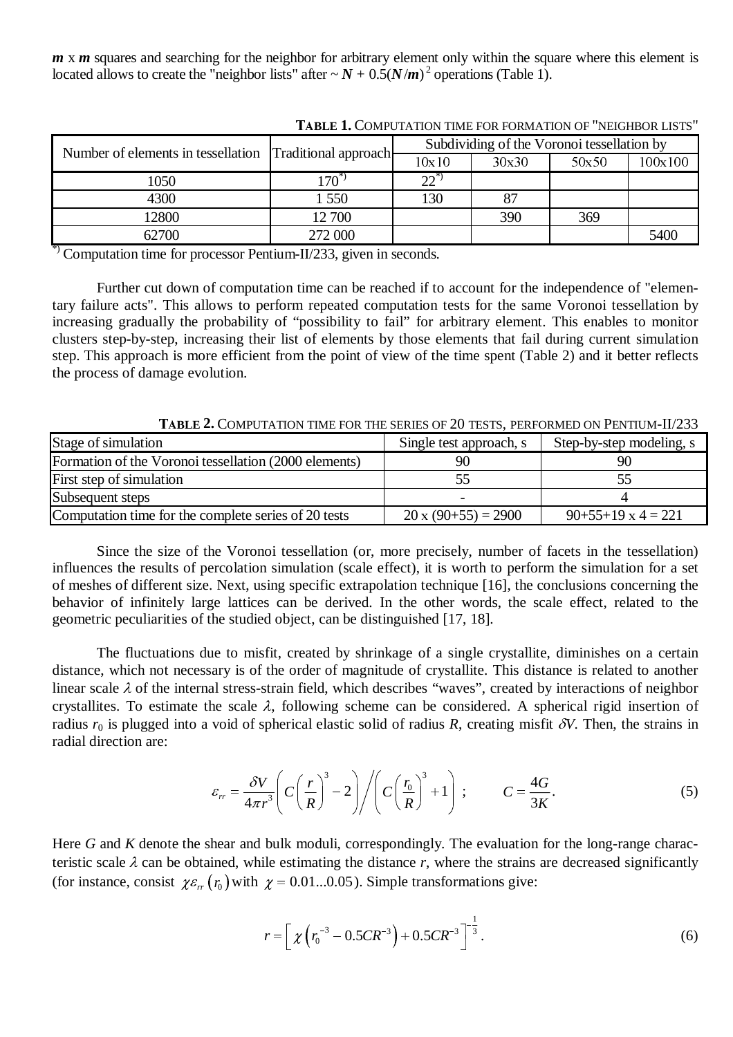$\boldsymbol{m}$ x $\boldsymbol{m}$ squares and searching for the neighbor for arbitrary element only within the square where this element is located allows to create the "neighbor lists" after $\sim \boldsymbol{N} + 0.5(\boldsymbol{N}/\boldsymbol{m})^2$ operations (Table 1).

**TABLE 1.** COMPUTATION TIME FOR FORMATION OF "NEIGHBOR LISTS"

| Number of elements in tessellation | Traditional approach | Subdividing of the Voronoi tessellation by | | | |
|---|---|---|---|---|---|
| | | 10x10 | 30x30 | 50x50 | 100x100 |
| 1050 | 170*) | 22*) | | | |
| 4300 | 1 550 | 130 | 87 | | |
| 12800 | 12 700 | | 390 | 369 | |
| 62700 | 272 000 | | | | 5400 |

*) Computation time for processor Pentium-II/233, given in seconds.

Further cut down of computation time can be reached if to account for the independence of "elementary failure acts". This allows to perform repeated computation tests for the same Voronoi tessellation by increasing gradually the probability of "possibility to fail" for arbitrary element. This enables to monitor clusters step-by-step, increasing their list of elements by those elements that fail during current simulation step. This approach is more efficient from the point of view of the time spent (Table 2) and it better reflects the process of damage evolution.

**TABLE 2.** COMPUTATION TIME FOR THE SERIES OF 20 TESTS, PERFORMED ON PENTIUM-II/233

| Stage of simulation | Single test approach, s | Step-by-step modeling, s |
|---|---|---|
| Formation of the Voronoi tessellation (2000 elements) | 90 | 90 |
| First step of simulation | 55 | 55 |
| Subsequent steps | - | 4 |
| Computation time for the complete series of 20 tests | 20 x (90+55) = 2900 | 90+55+19 x 4 = 221 |

Since the size of the Voronoi tessellation (or, more precisely, number of facets in the tessellation) influences the results of percolation simulation (scale effect), it is worth to perform the simulation for a set of meshes of different size. Next, using specific extrapolation technique [16], the conclusions concerning the behavior of infinitely large lattices can be derived. In the other words, the scale effect, related to the geometric peculiarities of the studied object, can be distinguished [17, 18].

The fluctuations due to misfit, created by shrinkage of a single crystallite, diminishes on a certain distance, which not necessary is of the order of magnitude of crystallite. This distance is related to another linear scale $\lambda$ of the internal stress-strain field, which describes "waves", created by interactions of neighbor crystallites. To estimate the scale $\lambda$, following scheme can be considered. A spherical rigid insertion of radius $r_0$ is plugged into a void of spherical elastic solid of radius $R$, creating misfit $\delta V$. Then, the strains in radial direction are:

$$\varepsilon_{rr} = \frac{\delta V}{4\pi r^3}\left(C\left(\frac{r}{R}\right)^3 - 2\right) \Bigg/ \left(C\left(\frac{r_0}{R}\right)^3 + 1\right) \; ; \qquad C = \frac{4G}{3K}. \tag{5}$$

Here $G$ and $K$ denote the shear and bulk moduli, correspondingly. The evaluation for the long-range characteristic scale $\lambda$ can be obtained, while estimating the distance $r$, where the strains are decreased significantly (for instance, consist $\chi\varepsilon_{rr}(r_0)$ with $\chi = 0.01...0.05$). Simple transformations give:

$$r = \left[\chi\left(r_0^{-3} - 0.5CR^{-3}\right) + 0.5CR^{-3}\right]^{-\frac{1}{3}}. \tag{6}$$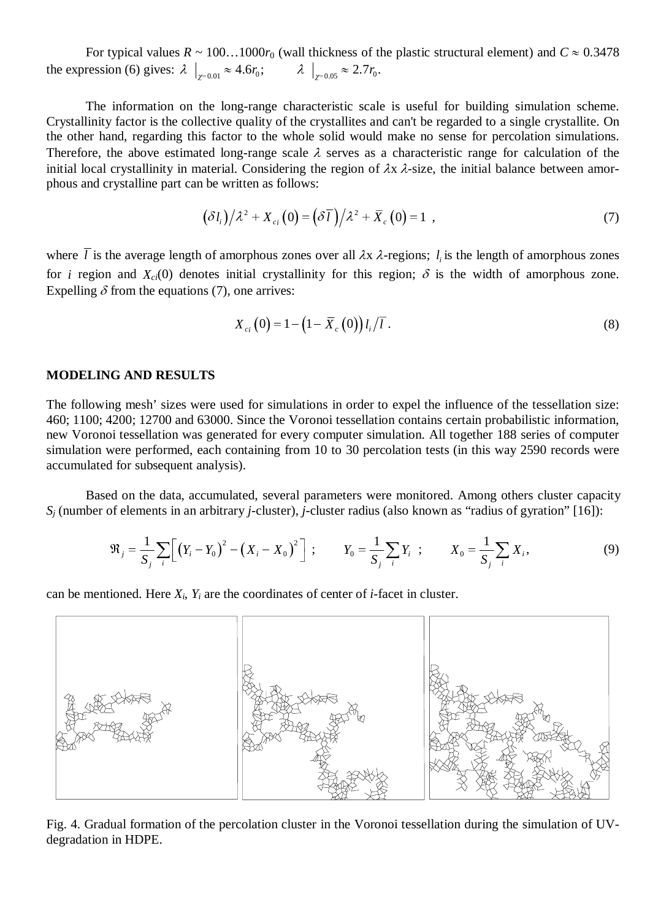For typical values $R \sim 100\ldots1000r_0$ (wall thickness of the plastic structural element) and $C \approx 0.3478$ the expression (6) gives: $\lambda\ \big|_{\chi=0.01} \approx 4.6r_0$; $\lambda\ \big|_{\chi=0.05} \approx 2.7r_0$.

The information on the long-range characteristic scale is useful for building simulation scheme. Crystallinity factor is the collective quality of the crystallites and can't be regarded to a single crystallite. On the other hand, regarding this factor to the whole solid would make no sense for percolation simulations. Therefore, the above estimated long-range scale $\lambda$ serves as a characteristic range for calculation of the initial local crystallinity in material. Considering the region of $\lambda$x $\lambda$-size, the initial balance between amorphous and crystalline part can be written as follows:

$$(\delta l_i)/\lambda^2 + X_{ci}(0) = (\delta \bar{l})/\lambda^2 + \bar{X}_c(0) = 1 \ , \tag{7}$$

where $\bar{l}$ is the average length of amorphous zones over all $\lambda$x $\lambda$-regions; $l_i$ is the length of amorphous zones for $i$ region and $X_{ci}(0)$ denotes initial crystallinity for this region; $\delta$ is the width of amorphous zone. Expelling $\delta$ from the equations (7), one arrives:

$$X_{ci}(0) = 1 - \left(1 - \bar{X}_c(0)\right) l_i / \bar{l} \ . \tag{8}$$

## MODELING AND RESULTS

The following mesh' sizes were used for simulations in order to expel the influence of the tessellation size: 460; 1100; 4200; 12700 and 63000. Since the Voronoi tessellation contains certain probabilistic information, new Voronoi tessellation was generated for every computer simulation. All together 188 series of computer simulation were performed, each containing from 10 to 30 percolation tests (in this way 2590 records were accumulated for subsequent analysis).

Based on the data, accumulated, several parameters were monitored. Among others cluster capacity $S_j$ (number of elements in an arbitrary $j$-cluster), $j$-cluster radius (also known as "radius of gyration" [16]):

$$\Re_j = \frac{1}{S_j}\sum_i \left[ \left(Y_i - Y_0\right)^2 - \left(X_i - X_0\right)^2 \right] \ ; \qquad Y_0 = \frac{1}{S_j}\sum_i Y_i \ ; \qquad X_0 = \frac{1}{S_j}\sum_i X_i , \tag{9}$$

can be mentioned. Here $X_i$, $Y_i$ are the coordinates of center of $i$-facet in cluster.

Fig. 4. Gradual formation of the percolation cluster in the Voronoi tessellation during the simulation of UV-degradation in HDPE.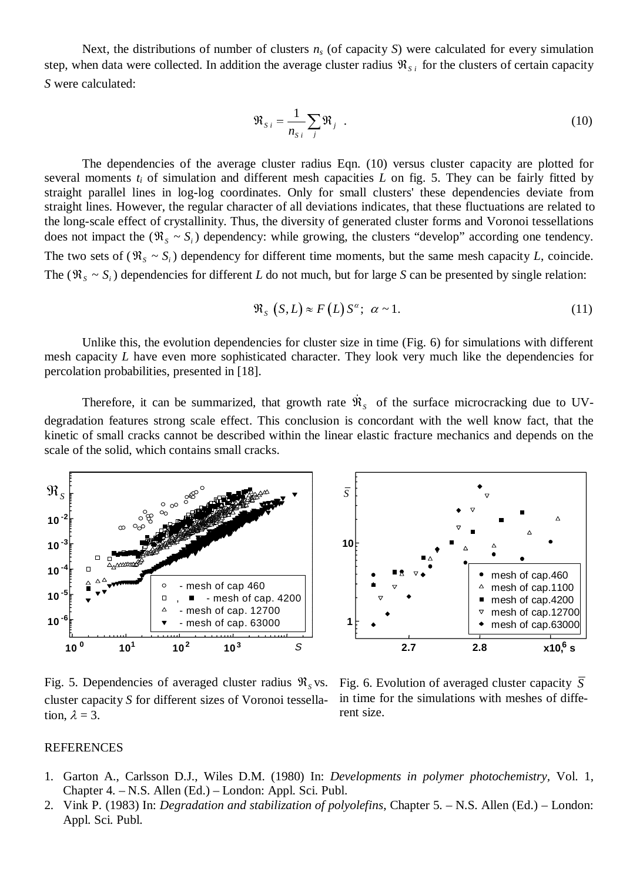Next, the distributions of number of clusters $n_s$ (of capacity $S$) were calculated for every simulation step, when data were collected. In addition the average cluster radius $\Re_{S\,i}$ for the clusters of certain capacity $S$ were calculated:

$$\Re_{S\,i} = \frac{1}{n_{S\,i}} \sum_j \Re_j \quad . \tag{10}$$

The dependencies of the average cluster radius Eqn. (10) versus cluster capacity are plotted for several moments $t_i$ of simulation and different mesh capacities $L$ on fig. 5. They can be fairly fitted by straight parallel lines in log-log coordinates. Only for small clusters' these dependencies deviate from straight lines. However, the regular character of all deviations indicates, that these fluctuations are related to the long-scale effect of crystallinity. Thus, the diversity of generated cluster forms and Voronoi tessellations does not impact the ($\Re_S \sim S_i$) dependency: while growing, the clusters "develop" according one tendency. The two sets of ($\Re_S \sim S_i$) dependency for different time moments, but the same mesh capacity $L$, coincide. The ($\Re_S \sim S_i$) dependencies for different $L$ do not much, but for large $S$ can be presented by single relation:

$$\Re_S\,(S, L) \approx F(L)\,S^{\alpha}; \;\; \alpha \sim 1. \tag{11}$$

Unlike this, the evolution dependencies for cluster size in time (Fig. 6) for simulations with different mesh capacity $L$ have even more sophisticated character. They look very much like the dependencies for percolation probabilities, presented in [18].

Therefore, it can be summarized, that growth rate $\dot{\Re}_S$ of the surface microcracking due to UV-degradation features strong scale effect. This conclusion is concordant with the well know fact, that the kinetic of small cracks cannot be described within the linear elastic fracture mechanics and depends on the scale of the solid, which contains small cracks.

$\Re_S$
$10^{-2}$
$10^{-3}$
$10^{-4}$
$10^{-5}$
$10^{-6}$
$10^0$ $10^1$ $10^2$ $10^3$ $S$
○ - mesh of cap 460
□ , ■ - mesh of cap. 4200
△ - mesh of cap. 12700
▼ - mesh of cap. 63000

Fig. 5. Dependencies of averaged cluster radius $\Re_S$ vs. cluster capacity $S$ for different sizes of Voronoi tessellation, $\lambda = 3$.

$\overline{S}$
10
1
2.7 2.8 x10$^6$ s
● mesh of cap.460
△ mesh of cap.1100
■ mesh of cap.4200
▽ mesh of cap.12700
◆ mesh of cap.63000

Fig. 6. Evolution of averaged cluster capacity $\overline{S}$ in time for the simulations with meshes of different size.

REFERENCES

1. Garton A., Carlsson D.J., Wiles D.M. (1980) In: *Developments in polymer photochemistry*, Vol. 1, Chapter 4. – N.S. Allen (Ed.) – London: Appl. Sci. Publ.
2. Vink P. (1983) In: *Degradation and stabilization of polyolefins*, Chapter 5. – N.S. Allen (Ed.) – London: Appl. Sci. Publ.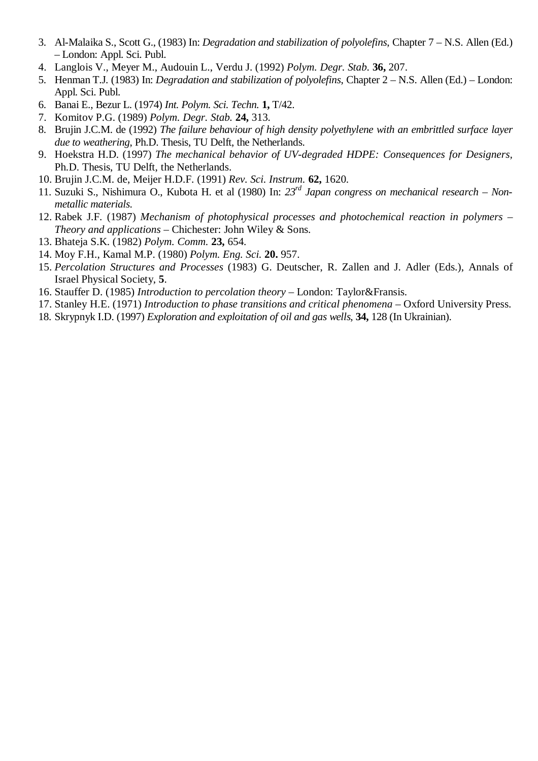3. Al-Malaika S., Scott G., (1983) In: *Degradation and stabilization of polyolefins*, Chapter 7 – N.S. Allen (Ed.) – London: Appl. Sci. Publ.
4. Langlois V., Meyer M., Audouin L., Verdu J. (1992) *Polym. Degr. Stab.* **36,** 207.
5. Henman T.J. (1983) In: *Degradation and stabilization of polyolefins*, Chapter 2 – N.S. Allen (Ed.) – London: Appl. Sci. Publ.
6. Banai E., Bezur L. (1974) *Int. Polym. Sci. Techn.* **1,** T/42.
7. Komitov P.G. (1989) *Polym. Degr. Stab.* **24,** 313.
8. Brujin J.C.M. de (1992) *The failure behaviour of high density polyethylene with an embrittled surface layer due to weathering*, Ph.D. Thesis, TU Delft, the Netherlands.
9. Hoekstra H.D. (1997) *The mechanical behavior of UV-degraded HDPE: Consequences for Designers*, Ph.D. Thesis, TU Delft, the Netherlands.
10. Brujin J.C.M. de, Meijer H.D.F. (1991) *Rev. Sci. Instrum.* **62,** 1620.
11. Suzuki S., Nishimura O., Kubota H. et al (1980) In: *23rd Japan congress on mechanical research – Non-metallic materials.*
12. Rabek J.F. (1987) *Mechanism of photophysical processes and photochemical reaction in polymers – Theory and applications* – Chichester: John Wiley & Sons.
13. Bhateja S.K. (1982) *Polym. Comm.* **23,** 654.
14. Moy F.H., Kamal M.P. (1980) *Polym. Eng. Sci.* **20.** 957.
15. *Percolation Structures and Processes* (1983) G. Deutscher, R. Zallen and J. Adler (Eds.), Annals of Israel Physical Society, **5**.
16. Stauffer D. (1985) *Introduction to percolation theory* – London: Taylor&Fransis.
17. Stanley H.E. (1971) *Introduction to phase transitions and critical phenomena* – Oxford University Press.
18. Skrypnyk I.D. (1997) *Exploration and exploitation of oil and gas wells*, **34,** 128 (In Ukrainian).